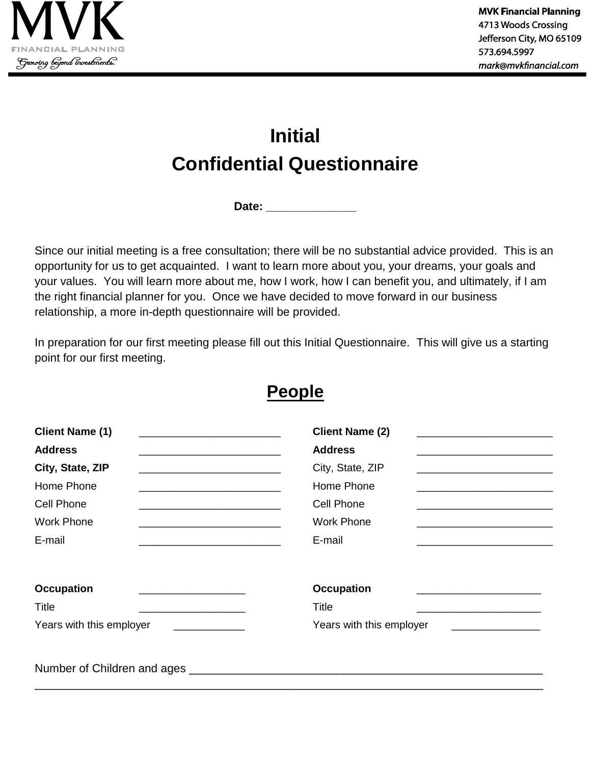MVK

FINANCIAL PLANNING

*Growing beyond investments.*

**MVK Financial Planning**
4713 Woods Crossing
Jefferson City, MO 65109
573.694.5997
*mark@mvkfinancial.com*

# Initial
# Confidential Questionnaire

**Date: _____________**

Since our initial meeting is a free consultation; there will be no substantial advice provided. This is an opportunity for us to get acquainted. I want to learn more about you, your dreams, your goals and your values. You will learn more about me, how I work, how I can benefit you, and ultimately, if I am the right financial planner for you. Once we have decided to move forward in our business relationship, a more in-depth questionnaire will be provided.

In preparation for our first meeting please fill out this Initial Questionnaire. This will give us a starting point for our first meeting.

## People

**Client Name (1)** ________________________
**Address** ________________________
**City, State, ZIP** ________________________
Home Phone ________________________
Cell Phone ________________________
Work Phone ________________________
E-mail ________________________

**Client Name (2)** ______________________
**Address** ______________________
City, State, ZIP ______________________
Home Phone ______________________
Cell Phone ______________________
Work Phone ______________________
E-mail ______________________

**Occupation** _________________
Title _________________
Years with this employer ____________

**Occupation** ____________________
Title ____________________
Years with this employer _______________

Number of Children and ages ____________________________________________________________
_________________________________________________________________________________________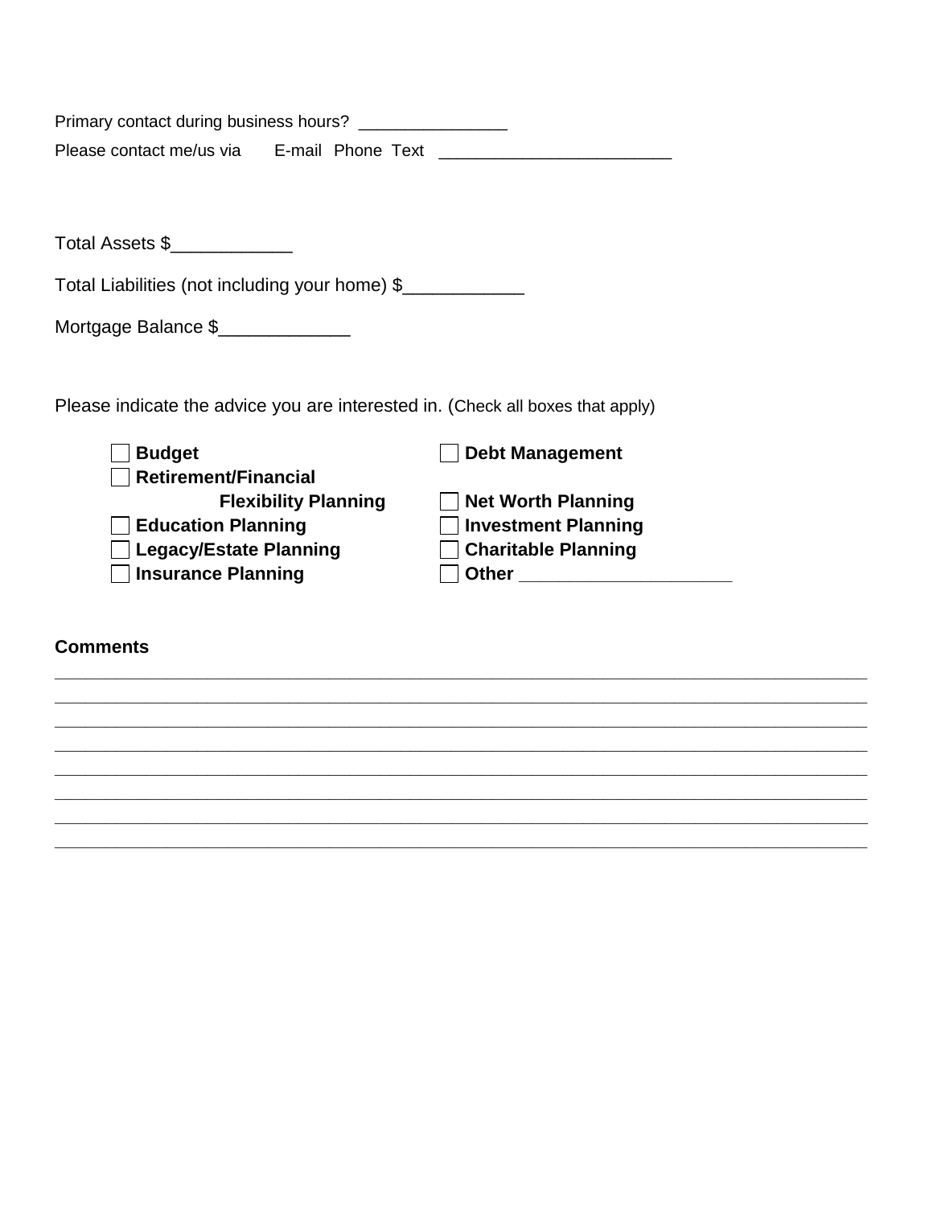Primary contact during business hours? _______________

Please contact me/us via E-mail Phone Text ________________________

Total Assets $____________

Total Liabilities (not including your home) $____________

Mortgage Balance $_____________

Please indicate the advice you are interested in. (Check all boxes that apply)

- ☐ **Budget**
- ☐ **Retirement/Financial Flexibility Planning**
- ☐ **Education Planning**
- ☐ **Legacy/Estate Planning**
- ☐ **Insurance Planning**
- ☐ **Debt Management**
- ☐ **Net Worth Planning**
- ☐ **Investment Planning**
- ☐ **Charitable Planning**
- ☐ **Other** _____________________

**Comments**

________________________________________________________________________________

________________________________________________________________________________

________________________________________________________________________________

________________________________________________________________________________

________________________________________________________________________________

________________________________________________________________________________

________________________________________________________________________________

________________________________________________________________________________